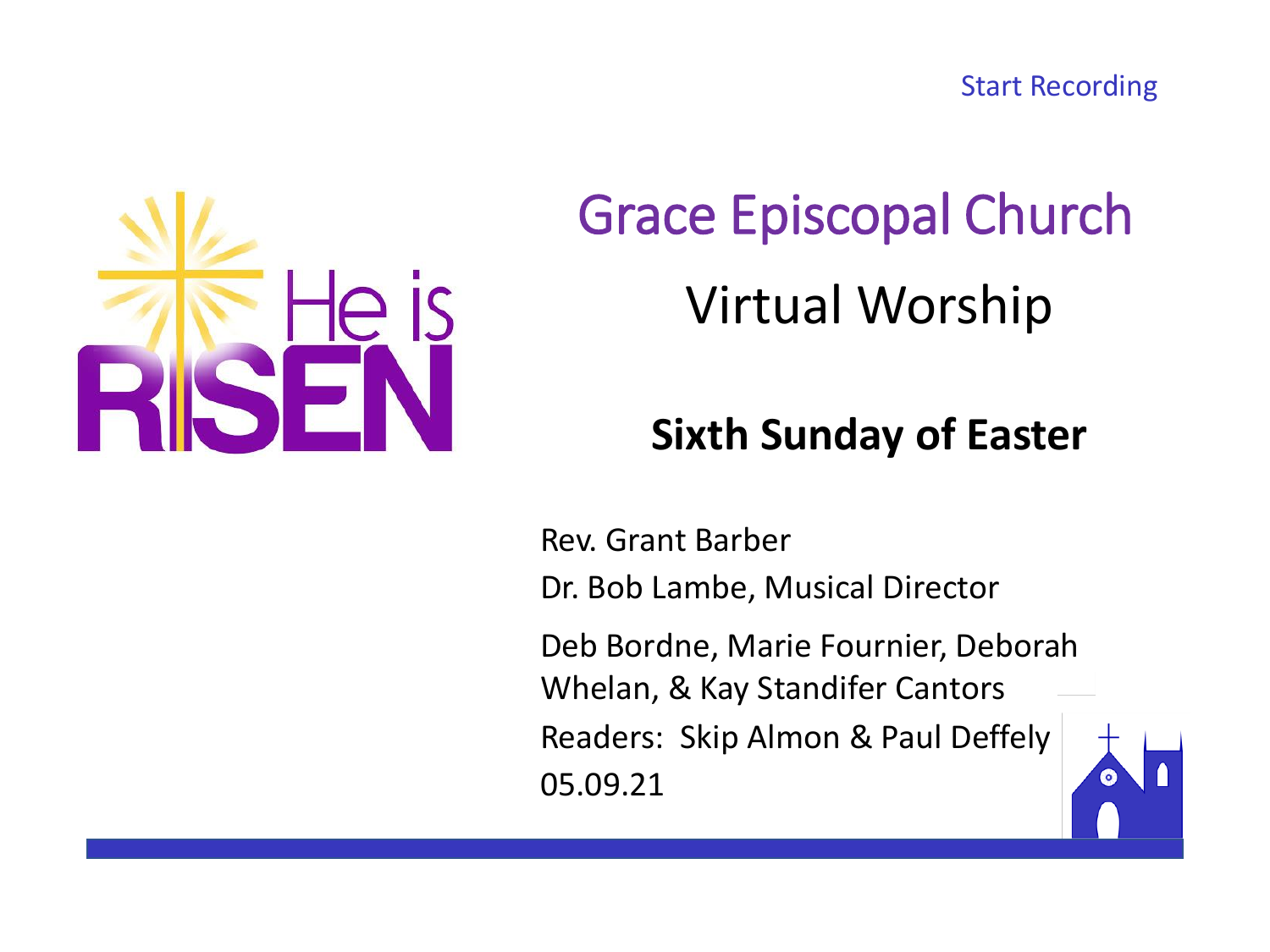Start Recording

He is RISEN

# Grace Episcopal Church

## Virtual Worship

### Sixth Sunday of Easter

Rev. Grant Barber

Dr. Bob Lambe, Musical Director

Deb Bordne, Marie Fournier, Deborah Whelan, & Kay Standifer Cantors

Readers: Skip Almon & Paul Deffely

05.09.21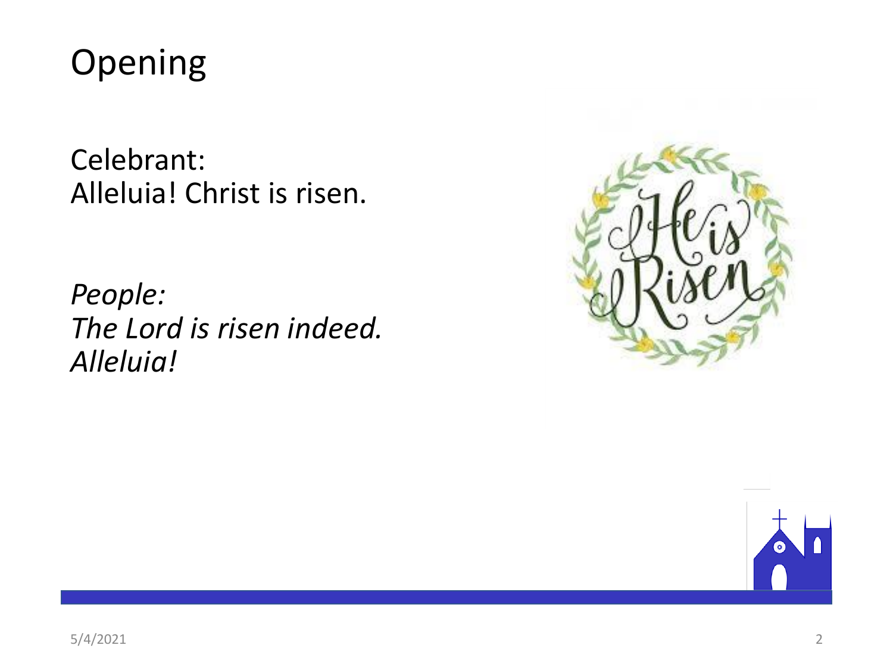# Opening

Celebrant:
Alleluia! Christ is risen.

*People:*
*The Lord is risen indeed.*
*Alleluia!*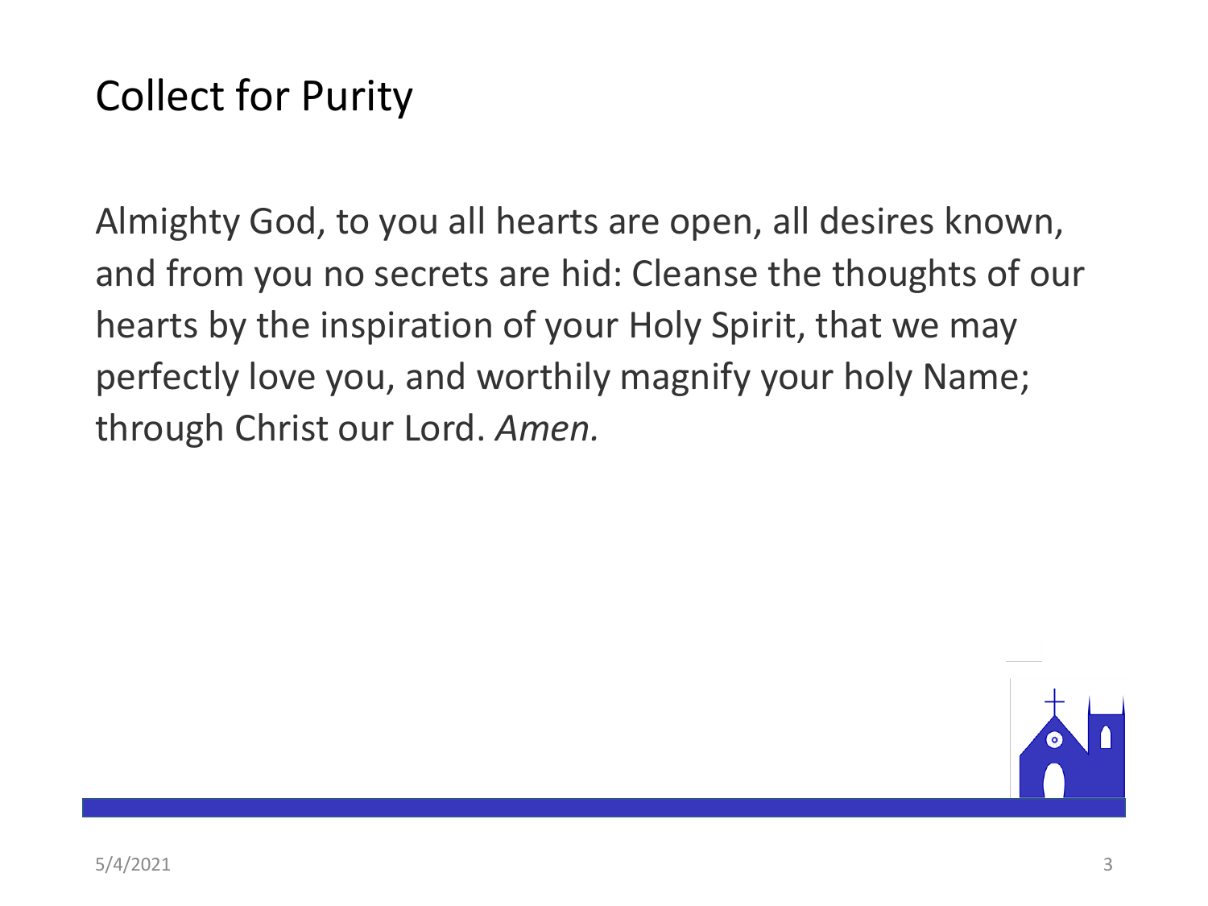# Collect for Purity

Almighty God, to you all hearts are open, all desires known, and from you no secrets are hid: Cleanse the thoughts of our hearts by the inspiration of your Holy Spirit, that we may perfectly love you, and worthily magnify your holy Name; through Christ our Lord. *Amen.*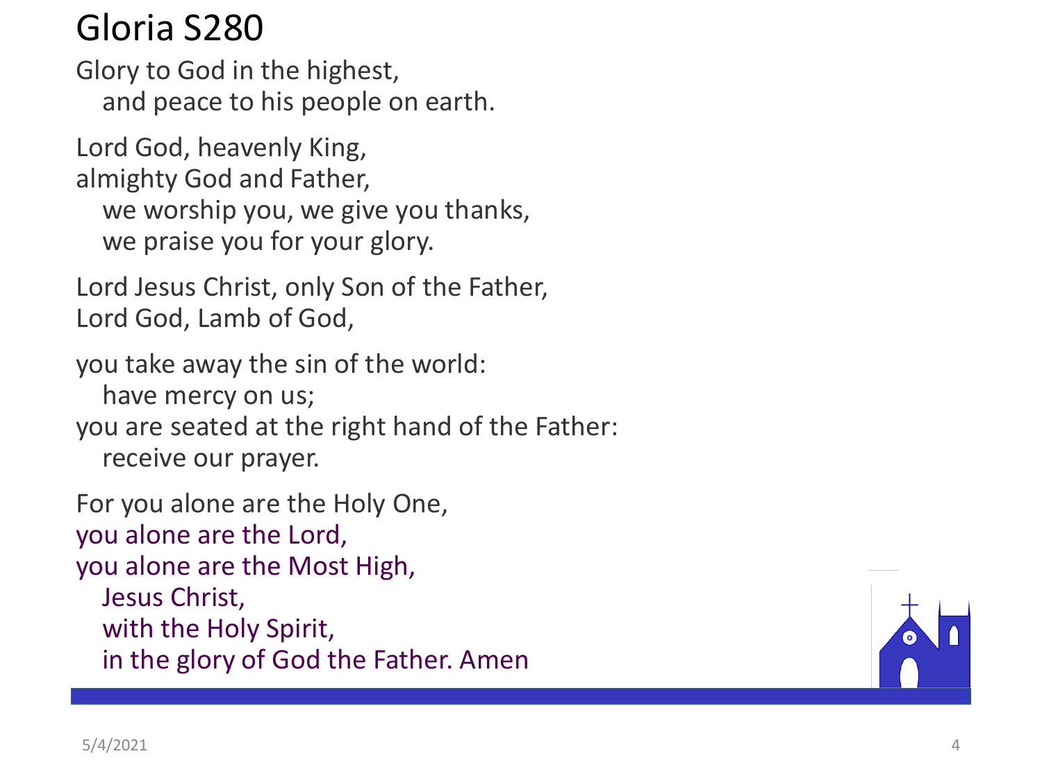# Gloria S280

Glory to God in the highest,
  and peace to his people on earth.

Lord God, heavenly King,
almighty God and Father,
  we worship you, we give you thanks,
  we praise you for your glory.

Lord Jesus Christ, only Son of the Father,
Lord God, Lamb of God,

you take away the sin of the world:
  have mercy on us;
you are seated at the right hand of the Father:
  receive our prayer.

For you alone are the Holy One,
you alone are the Lord,
you alone are the Most High,
  Jesus Christ,
  with the Holy Spirit,
  in the glory of God the Father. Amen

5/4/2021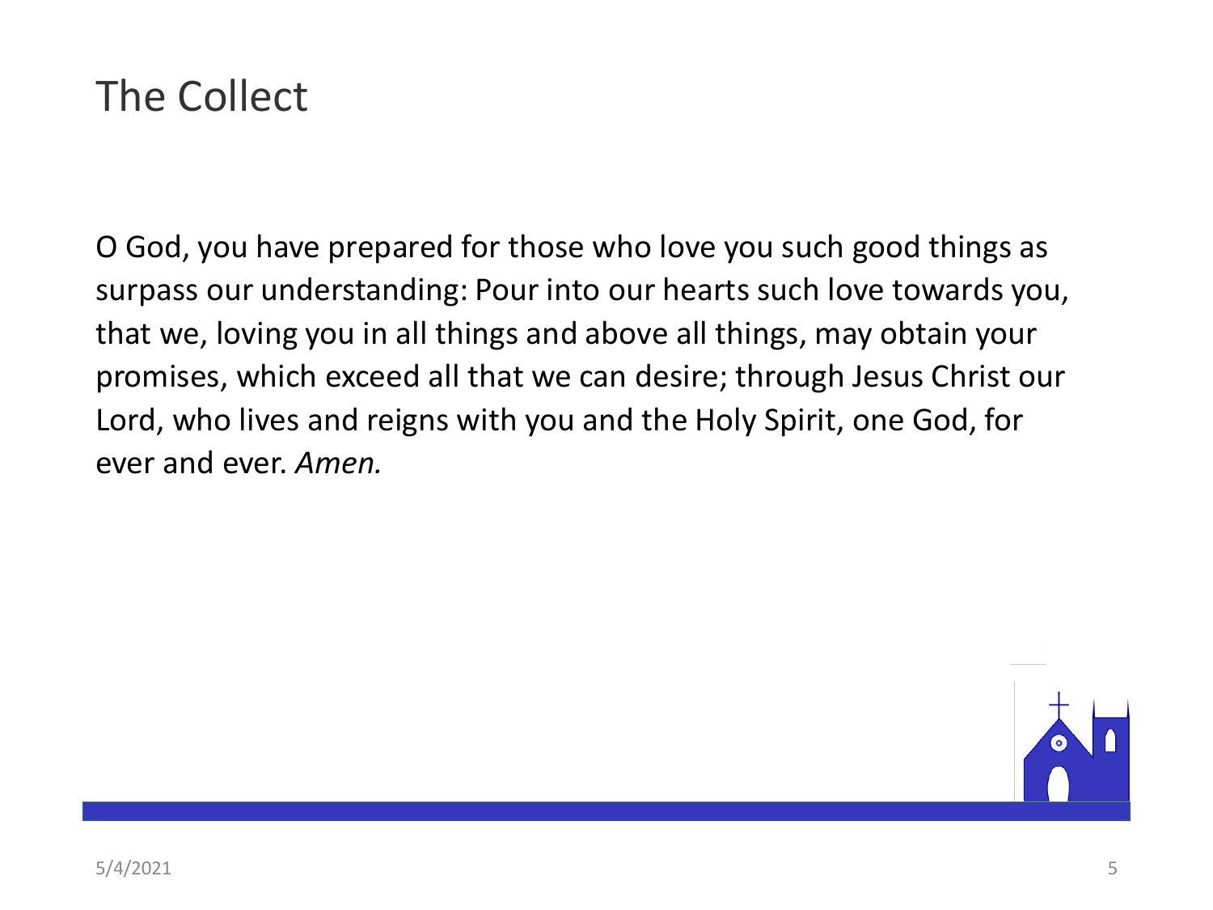# The Collect

O God, you have prepared for those who love you such good things as surpass our understanding: Pour into our hearts such love towards you, that we, loving you in all things and above all things, may obtain your promises, which exceed all that we can desire; through Jesus Christ our Lord, who lives and reigns with you and the Holy Spirit, one God, for ever and ever. *Amen.*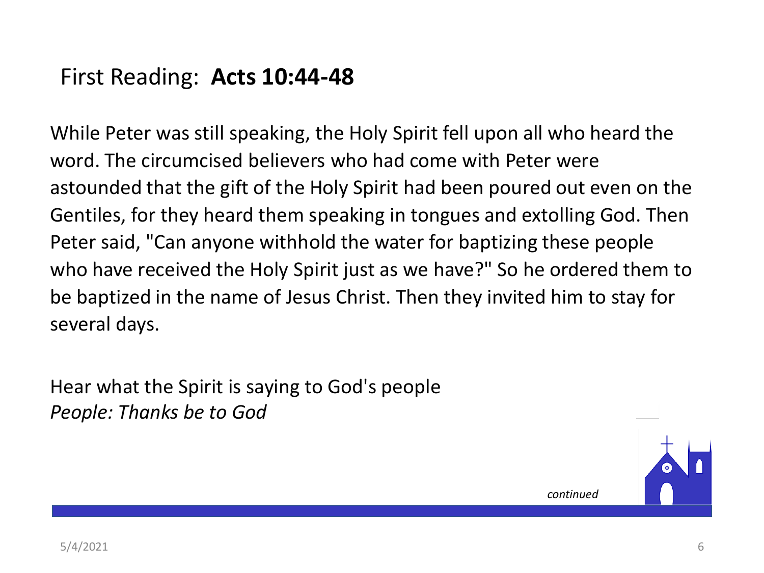## First Reading: **Acts 10:44-48**

While Peter was still speaking, the Holy Spirit fell upon all who heard the word. The circumcised believers who had come with Peter were astounded that the gift of the Holy Spirit had been poured out even on the Gentiles, for they heard them speaking in tongues and extolling God. Then Peter said, "Can anyone withhold the water for baptizing these people who have received the Holy Spirit just as we have?" So he ordered them to be baptized in the name of Jesus Christ. Then they invited him to stay for several days.

Hear what the Spirit is saying to God's people
*People: Thanks be to God*

*continued*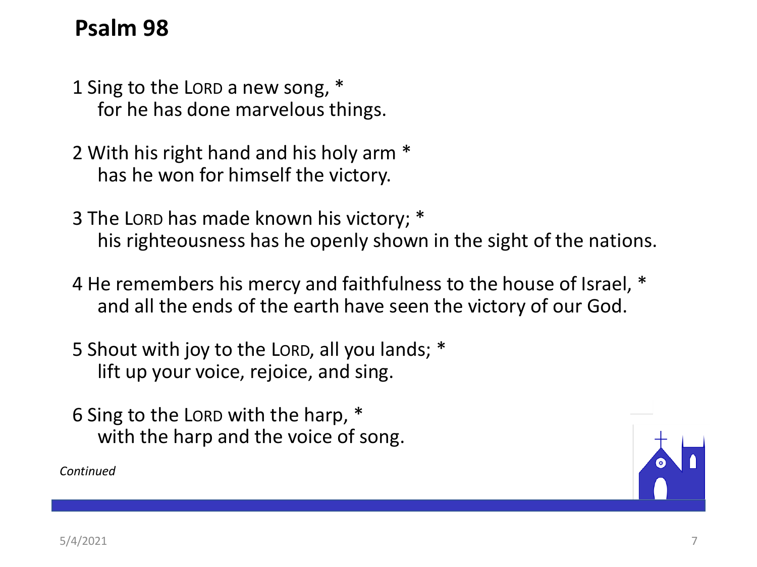# Psalm 98

1 Sing to the LORD a new song, *
   for he has done marvelous things.

2 With his right hand and his holy arm *
   has he won for himself the victory.

3 The LORD has made known his victory; *
   his righteousness has he openly shown in the sight of the nations.

4 He remembers his mercy and faithfulness to the house of Israel, *
   and all the ends of the earth have seen the victory of our God.

5 Shout with joy to the LORD, all you lands; *
   lift up your voice, rejoice, and sing.

6 Sing to the LORD with the harp, *
   with the harp and the voice of song.

*Continued*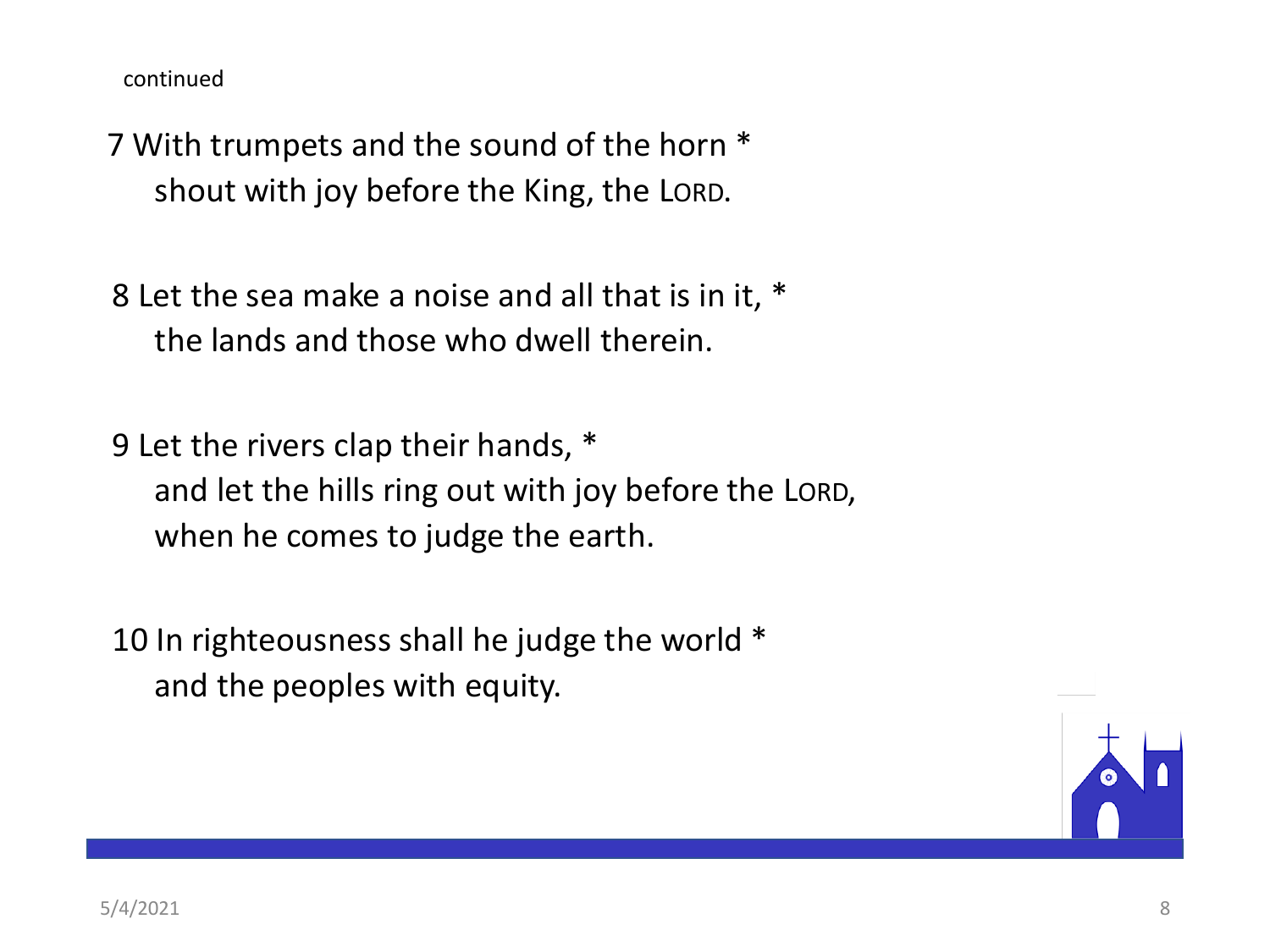continued

7 With trumpets and the sound of the horn *
  shout with joy before the King, the LORD.

8 Let the sea make a noise and all that is in it, *
  the lands and those who dwell therein.

9 Let the rivers clap their hands, *
  and let the hills ring out with joy before the LORD,
  when he comes to judge the earth.

10 In righteousness shall he judge the world *
  and the peoples with equity.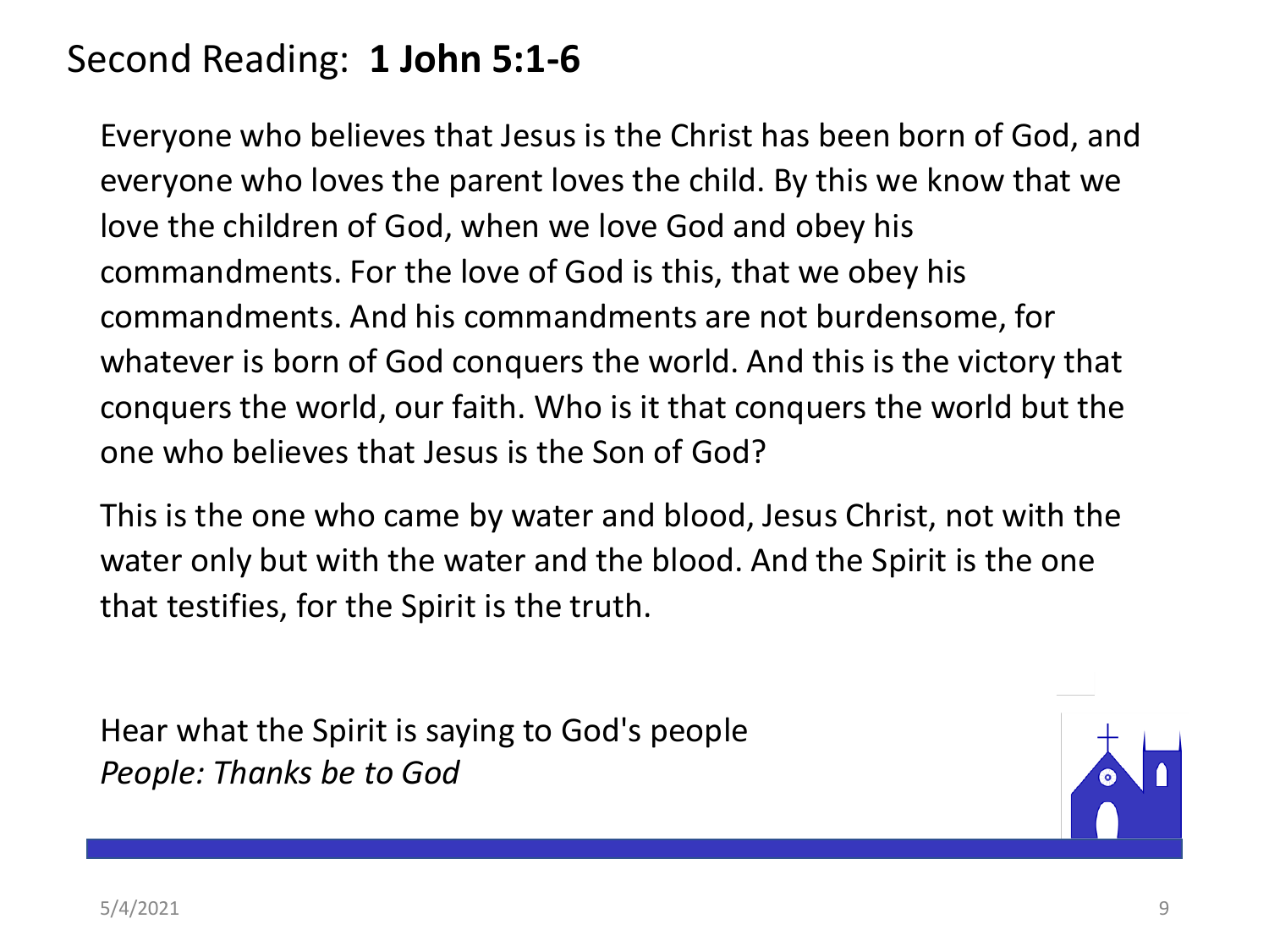# Second Reading: **1 John 5:1-6**

Everyone who believes that Jesus is the Christ has been born of God, and everyone who loves the parent loves the child. By this we know that we love the children of God, when we love God and obey his commandments. For the love of God is this, that we obey his commandments. And his commandments are not burdensome, for whatever is born of God conquers the world. And this is the victory that conquers the world, our faith. Who is it that conquers the world but the one who believes that Jesus is the Son of God?

This is the one who came by water and blood, Jesus Christ, not with the water only but with the water and the blood. And the Spirit is the one that testifies, for the Spirit is the truth.

Hear what the Spirit is saying to God's people
*People: Thanks be to God*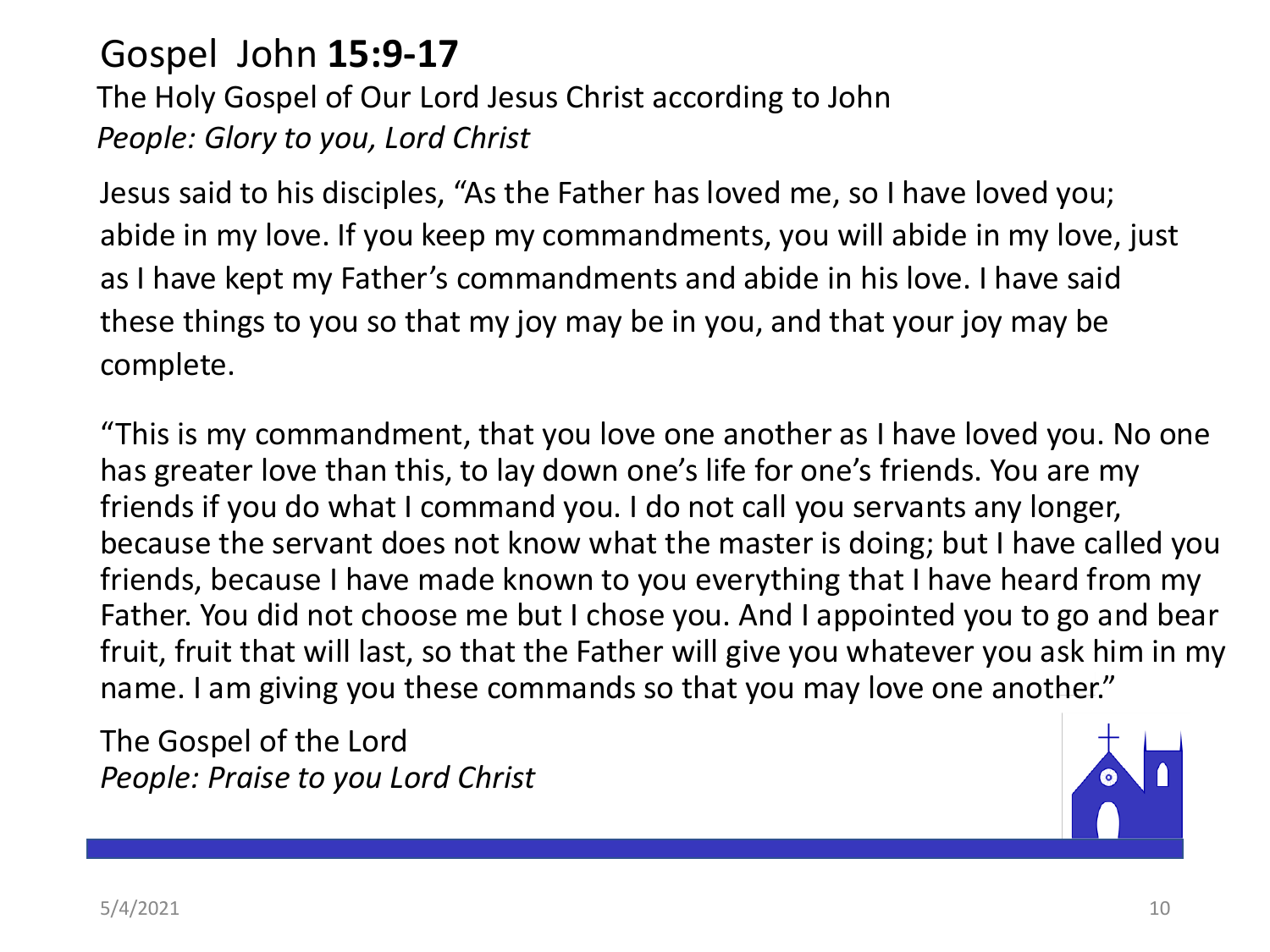# Gospel John **15:9-17**

The Holy Gospel of Our Lord Jesus Christ according to John

*People: Glory to you, Lord Christ*

Jesus said to his disciples, "As the Father has loved me, so I have loved you; abide in my love. If you keep my commandments, you will abide in my love, just as I have kept my Father's commandments and abide in his love. I have said these things to you so that my joy may be in you, and that your joy may be complete.

"This is my commandment, that you love one another as I have loved you. No one has greater love than this, to lay down one's life for one's friends. You are my friends if you do what I command you. I do not call you servants any longer, because the servant does not know what the master is doing; but I have called you friends, because I have made known to you everything that I have heard from my Father. You did not choose me but I chose you. And I appointed you to go and bear fruit, fruit that will last, so that the Father will give you whatever you ask him in my name. I am giving you these commands so that you may love one another."

The Gospel of the Lord

*People: Praise to you Lord Christ*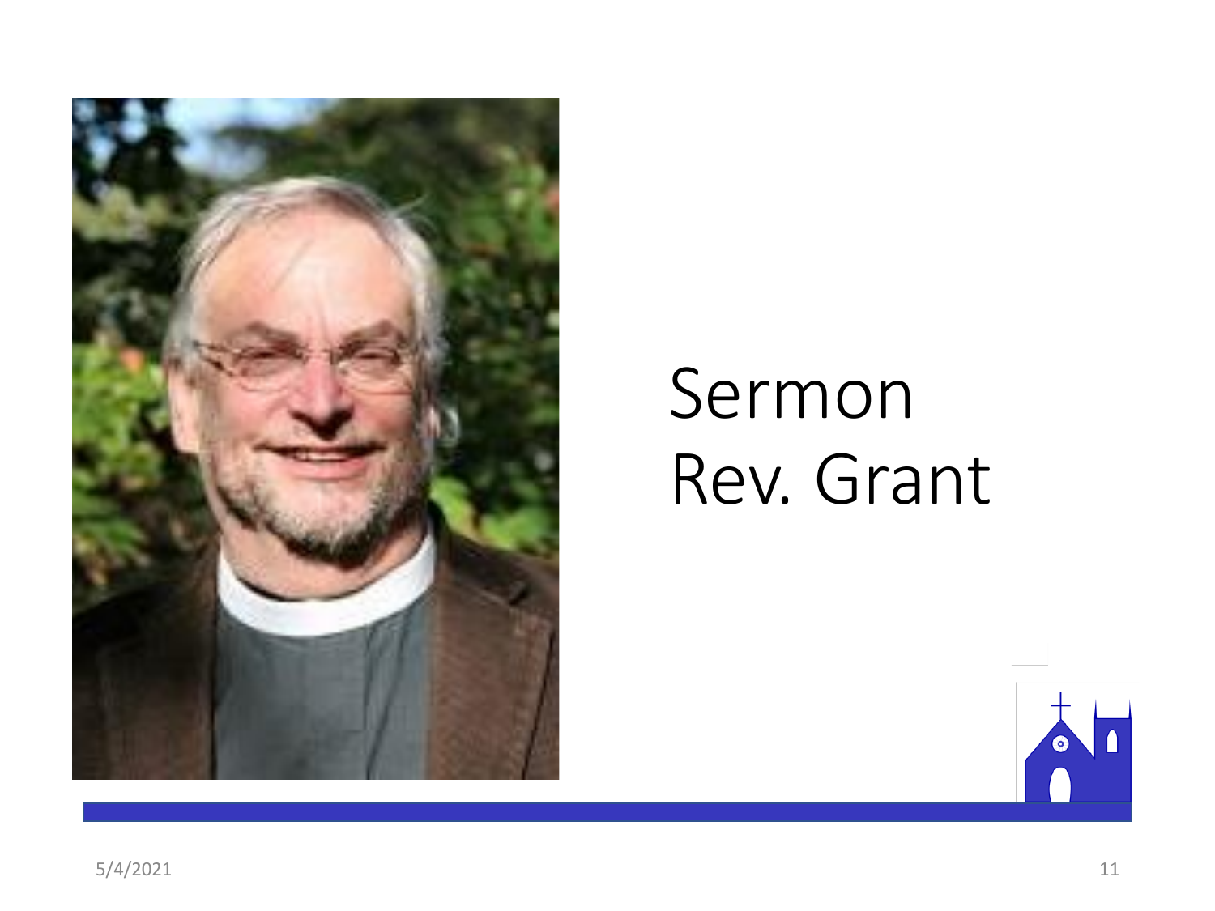# Sermon
# Rev. Grant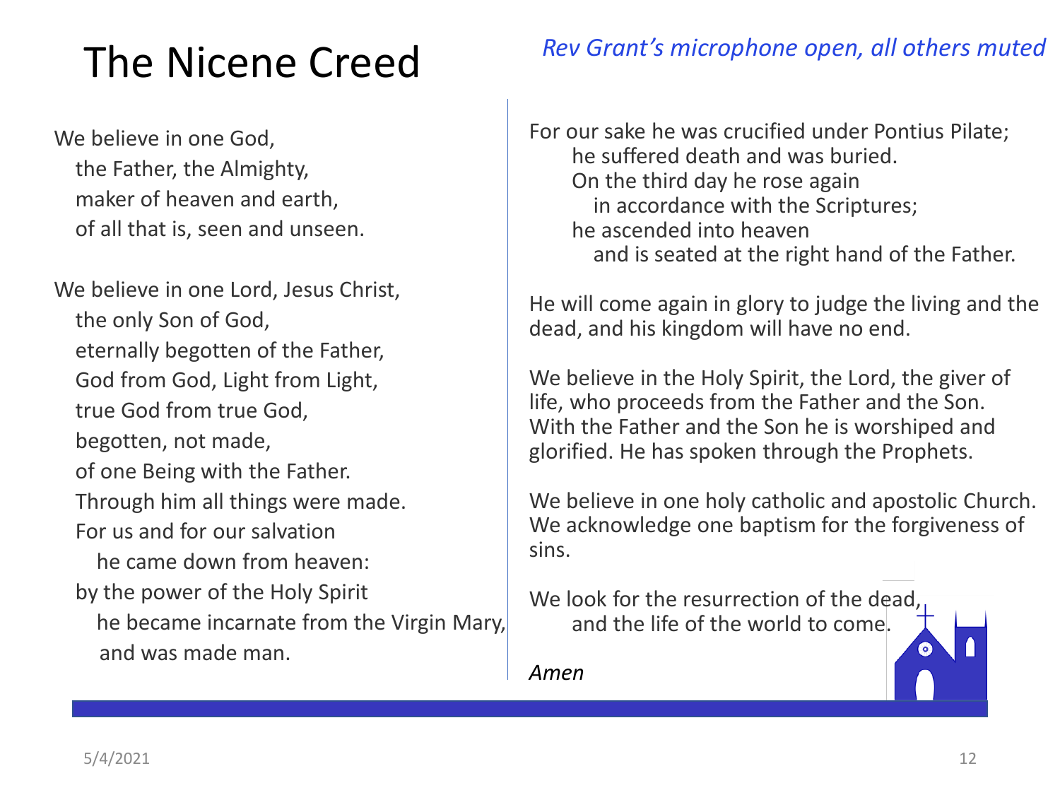# The Nicene Creed

*Rev Grant's microphone open, all others muted*

We believe in one God,
the Father, the Almighty,
maker of heaven and earth,
of all that is, seen and unseen.

We believe in one Lord, Jesus Christ,
the only Son of God,
eternally begotten of the Father,
God from God, Light from Light,
true God from true God,
begotten, not made,
of one Being with the Father.
Through him all things were made.
For us and for our salvation
he came down from heaven:
by the power of the Holy Spirit
he became incarnate from the Virgin Mary,
and was made man.

For our sake he was crucified under Pontius Pilate;
he suffered death and was buried.
On the third day he rose again
in accordance with the Scriptures;
he ascended into heaven
and is seated at the right hand of the Father.

He will come again in glory to judge the living and the dead, and his kingdom will have no end.

We believe in the Holy Spirit, the Lord, the giver of life, who proceeds from the Father and the Son. With the Father and the Son he is worshiped and glorified. He has spoken through the Prophets.

We believe in one holy catholic and apostolic Church. We acknowledge one baptism for the forgiveness of sins.

We look for the resurrection of the dead,
and the life of the world to come.

*Amen*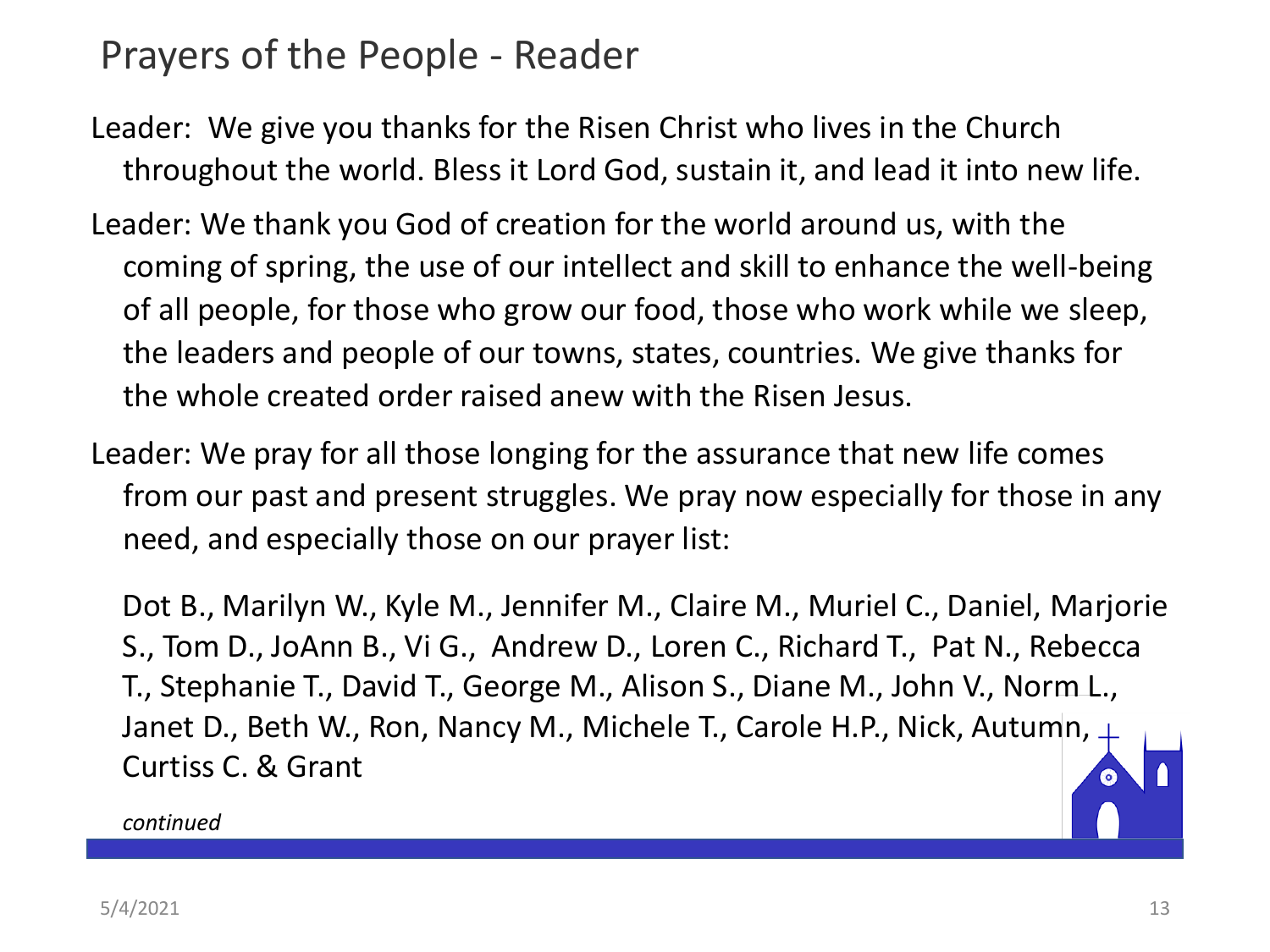# Prayers of the People - Reader

Leader: We give you thanks for the Risen Christ who lives in the Church throughout the world. Bless it Lord God, sustain it, and lead it into new life.

Leader: We thank you God of creation for the world around us, with the coming of spring, the use of our intellect and skill to enhance the well-being of all people, for those who grow our food, those who work while we sleep, the leaders and people of our towns, states, countries. We give thanks for the whole created order raised anew with the Risen Jesus.

Leader: We pray for all those longing for the assurance that new life comes from our past and present struggles. We pray now especially for those in any need, and especially those on our prayer list:

Dot B., Marilyn W., Kyle M., Jennifer M., Claire M., Muriel C., Daniel, Marjorie S., Tom D., JoAnn B., Vi G., Andrew D., Loren C., Richard T., Pat N., Rebecca T., Stephanie T., David T., George M., Alison S., Diane M., John V., Norm L., Janet D., Beth W., Ron, Nancy M., Michele T., Carole H.P., Nick, Autumn, Curtiss C. & Grant

*continued*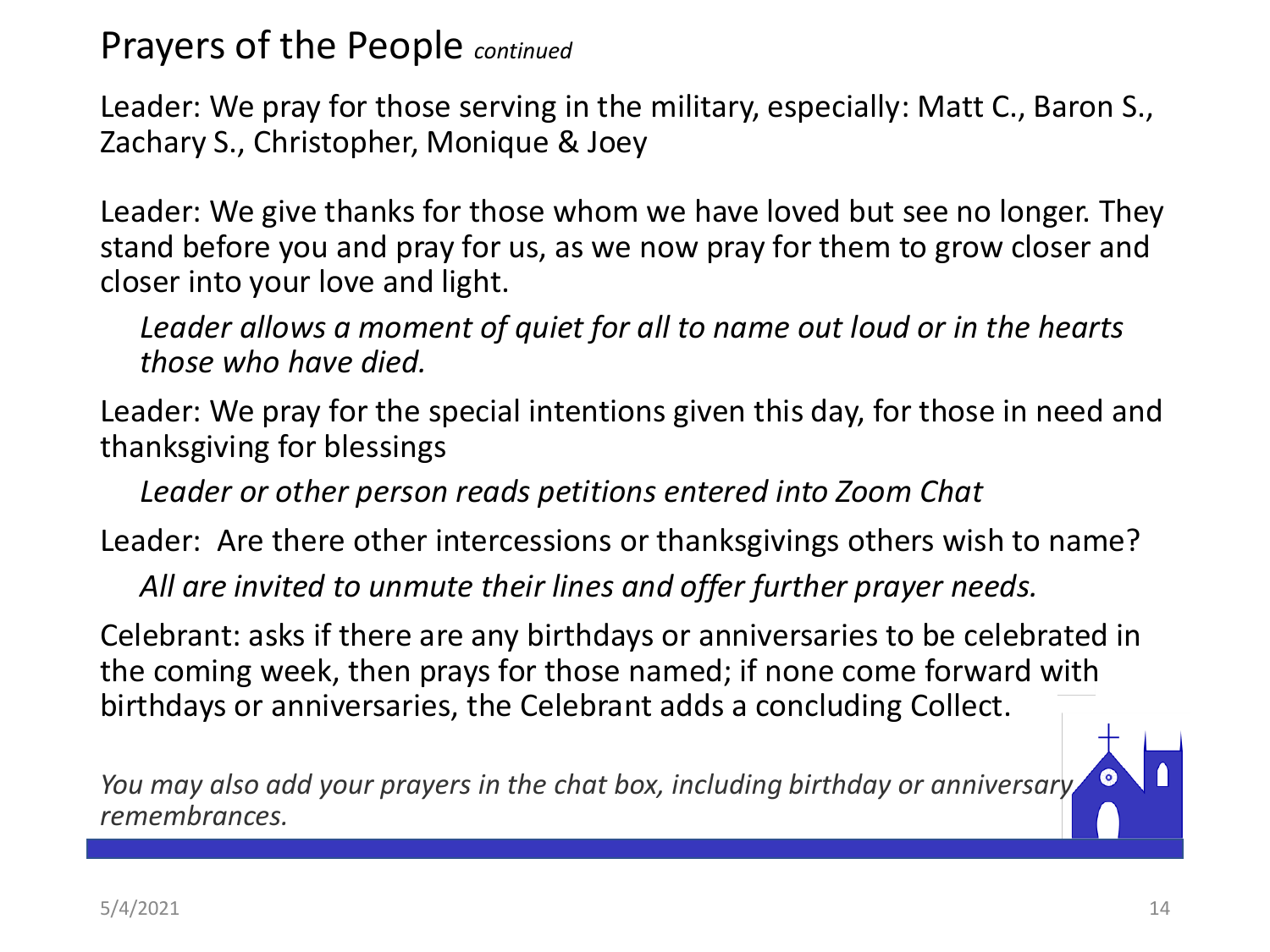# Prayers of the People *continued*

Leader: We pray for those serving in the military, especially: Matt C., Baron S., Zachary S., Christopher, Monique & Joey

Leader: We give thanks for those whom we have loved but see no longer. They stand before you and pray for us, as we now pray for them to grow closer and closer into your love and light.

*Leader allows a moment of quiet for all to name out loud or in the hearts those who have died.*

Leader: We pray for the special intentions given this day, for those in need and thanksgiving for blessings

*Leader or other person reads petitions entered into Zoom Chat*

Leader: Are there other intercessions or thanksgivings others wish to name?

*All are invited to unmute their lines and offer further prayer needs.*

Celebrant: asks if there are any birthdays or anniversaries to be celebrated in the coming week, then prays for those named; if none come forward with birthdays or anniversaries, the Celebrant adds a concluding Collect.

*You may also add your prayers in the chat box, including birthday or anniversary remembrances.*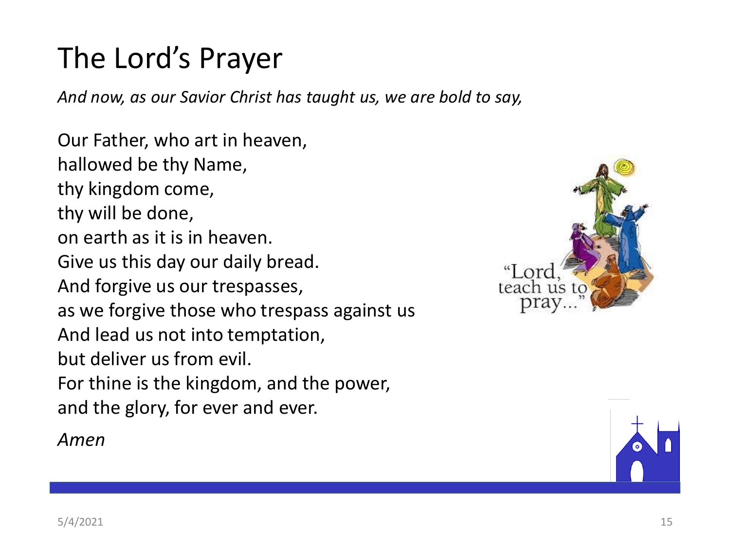# The Lord’s Prayer

*And now, as our Savior Christ has taught us, we are bold to say,*

Our Father, who art in heaven,
hallowed be thy Name,
thy kingdom come,
thy will be done,
on earth as it is in heaven.
Give us this day our daily bread.
And forgive us our trespasses,
as we forgive those who trespass against us
And lead us not into temptation,
but deliver us from evil.
For thine is the kingdom, and the power,
and the glory, for ever and ever.

*Amen*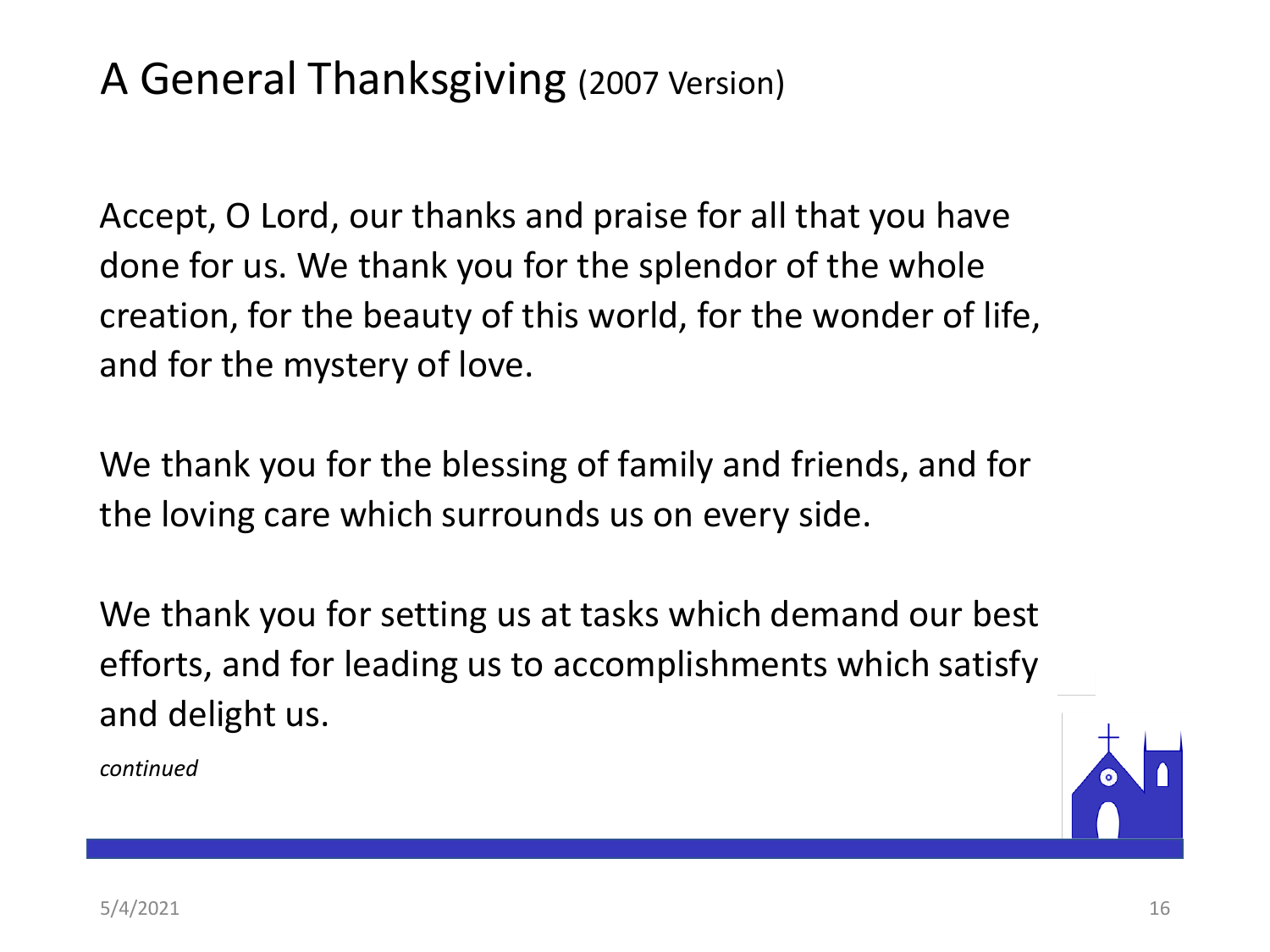# A General Thanksgiving (2007 Version)

Accept, O Lord, our thanks and praise for all that you have done for us. We thank you for the splendor of the whole creation, for the beauty of this world, for the wonder of life, and for the mystery of love.

We thank you for the blessing of family and friends, and for the loving care which surrounds us on every side.

We thank you for setting us at tasks which demand our best efforts, and for leading us to accomplishments which satisfy and delight us.

*continued*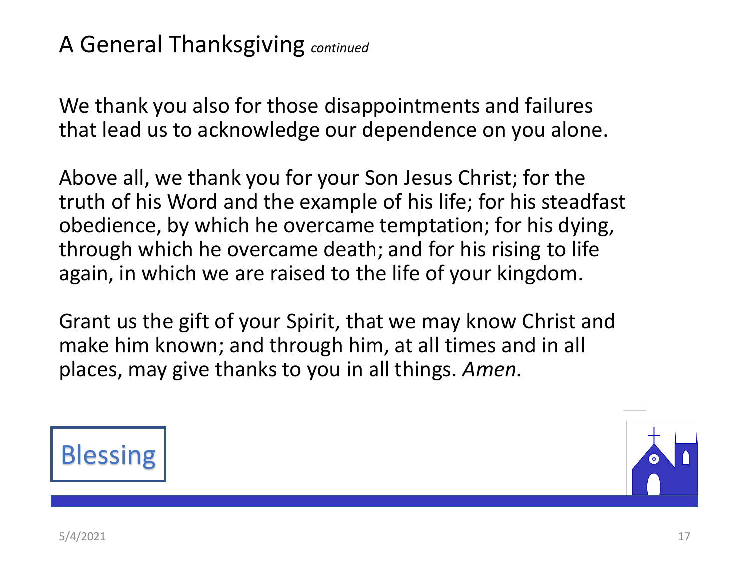# A General Thanksgiving *continued*

We thank you also for those disappointments and failures that lead us to acknowledge our dependence on you alone.

Above all, we thank you for your Son Jesus Christ; for the truth of his Word and the example of his life; for his steadfast obedience, by which he overcame temptation; for his dying, through which he overcame death; and for his rising to life again, in which we are raised to the life of your kingdom.

Grant us the gift of your Spirit, that we may know Christ and make him known; and through him, at all times and in all places, may give thanks to you in all things. *Amen.*

Blessing

5/4/2021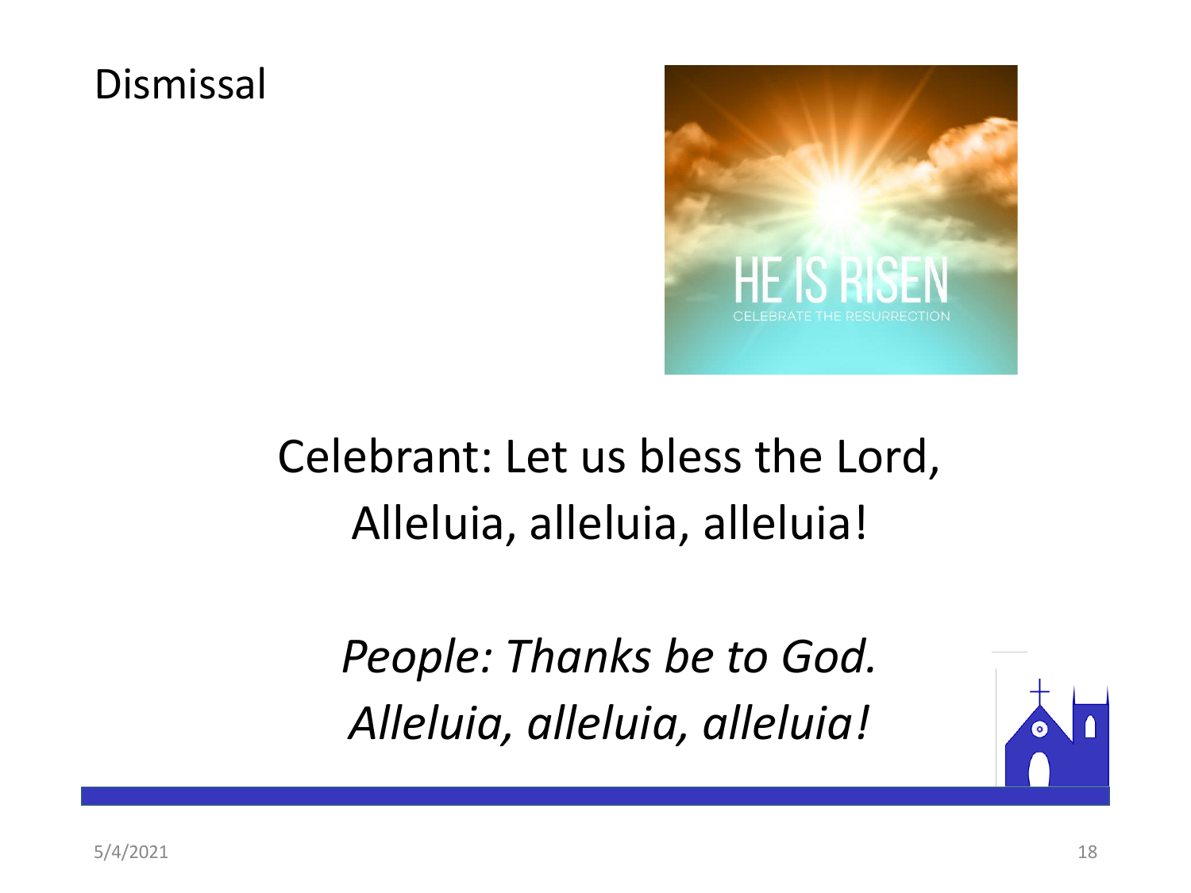# Dismissal

Celebrant: Let us bless the Lord,
Alleluia, alleluia, alleluia!

*People: Thanks be to God.*
*Alleluia, alleluia, alleluia!*